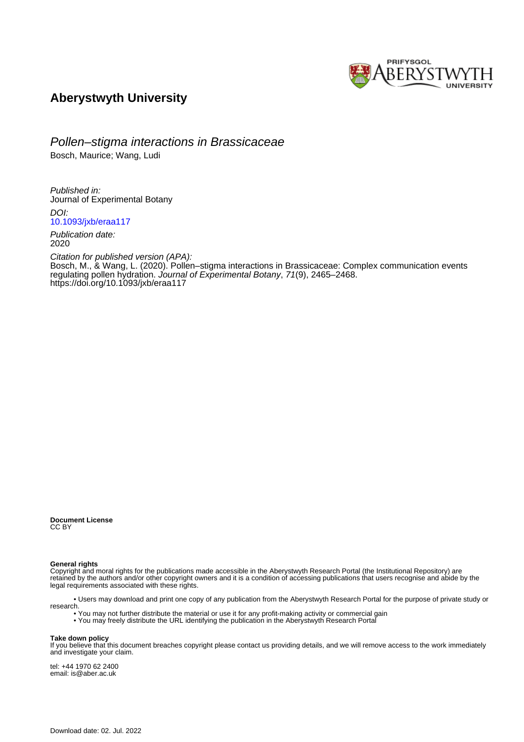# Aberystwyth University

## Pollen–stigma interactions in Brassicaceae

Bosch, Maurice; Wang, Ludi

*Published in:*
Journal of Experimental Botany

*DOI:*
10.1093/jxb/eraa117

*Publication date:*
2020

*Citation for published version (APA):*
Bosch, M., & Wang, L. (2020). Pollen–stigma interactions in Brassicaceae: Complex communication events regulating pollen hydration. *Journal of Experimental Botany*, *71*(9), 2465–2468. https://doi.org/10.1093/jxb/eraa117

**Document License**
CC BY

**General rights**
Copyright and moral rights for the publications made accessible in the Aberystwyth Research Portal (the Institutional Repository) are retained by the authors and/or other copyright owners and it is a condition of accessing publications that users recognise and abide by the legal requirements associated with these rights.

- Users may download and print one copy of any publication from the Aberystwyth Research Portal for the purpose of private study or research.
- You may not further distribute the material or use it for any profit-making activity or commercial gain
- You may freely distribute the URL identifying the publication in the Aberystwyth Research Portal

**Take down policy**
If you believe that this document breaches copyright please contact us providing details, and we will remove access to the work immediately and investigate your claim.

tel: +44 1970 62 2400
email: is@aber.ac.uk

Download date: 02. Jul. 2022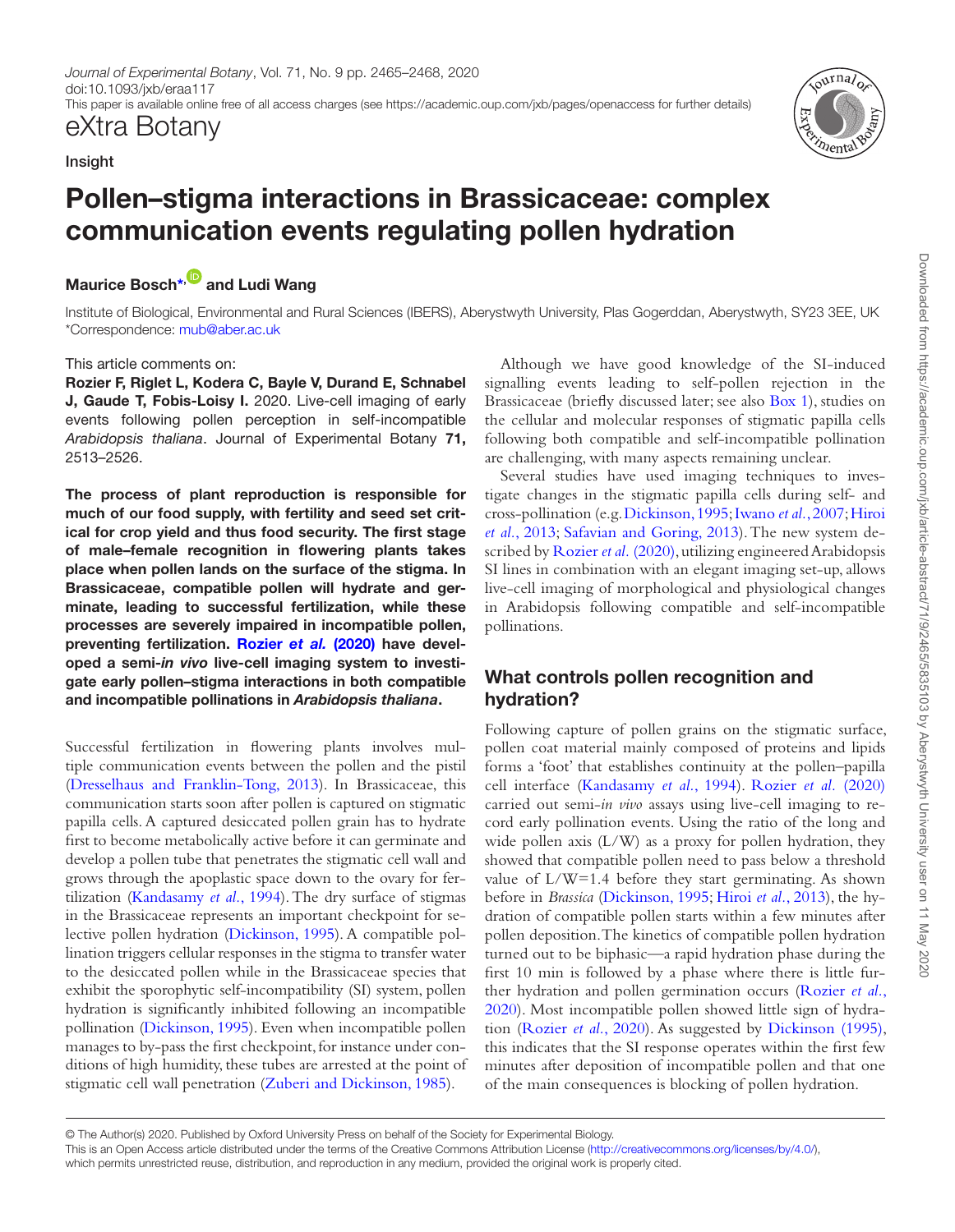# Pollen–stigma interactions in Brassicaceae: complex communication events regulating pollen hydration

**Maurice Bosch*** and **Ludi Wang**

Institute of Biological, Environmental and Rural Sciences (IBERS), Aberystwyth University, Plas Gogerddan, Aberystwyth, SY23 3EE, UK
*Correspondence: mub@aber.ac.uk

This article comments on:

**Rozier F, Riglet L, Kodera C, Bayle V, Durand E, Schnabel J, Gaude T, Fobis-Loisy I.** 2020. Live-cell imaging of early events following pollen perception in self-incompatible *Arabidopsis thaliana*. Journal of Experimental Botany **71**, 2513–2526.

**The process of plant reproduction is responsible for much of our food supply, with fertility and seed set critical for crop yield and thus food security. The first stage of male–female recognition in flowering plants takes place when pollen lands on the surface of the stigma. In Brassicaceae, compatible pollen will hydrate and germinate, leading to successful fertilization, while these processes are severely impaired in incompatible pollen, preventing fertilization. Rozier *et al.* (2020) have developed a semi-*in vivo* live-cell imaging system to investigate early pollen–stigma interactions in both compatible and incompatible pollinations in *Arabidopsis thaliana*.**

Successful fertilization in flowering plants involves multiple communication events between the pollen and the pistil (Dresselhaus and Franklin-Tong, 2013). In Brassicaceae, this communication starts soon after pollen is captured on stigmatic papilla cells. A captured desiccated pollen grain has to hydrate first to become metabolically active before it can germinate and develop a pollen tube that penetrates the stigmatic cell wall and grows through the apoplastic space down to the ovary for fertilization (Kandasamy *et al.*, 1994). The dry surface of stigmas in the Brassicaceae represents an important checkpoint for selective pollen hydration (Dickinson, 1995). A compatible pollination triggers cellular responses in the stigma to transfer water to the desiccated pollen while in the Brassicaceae species that exhibit the sporophytic self-incompatibility (SI) system, pollen hydration is significantly inhibited following an incompatible pollination (Dickinson, 1995). Even when incompatible pollen manages to by-pass the first checkpoint, for instance under conditions of high humidity, these tubes are arrested at the point of stigmatic cell wall penetration (Zuberi and Dickinson, 1985).

Although we have good knowledge of the SI-induced signalling events leading to self-pollen rejection in the Brassicaceae (briefly discussed later; see also Box 1), studies on the cellular and molecular responses of stigmatic papilla cells following both compatible and self-incompatible pollination are challenging, with many aspects remaining unclear.

Several studies have used imaging techniques to investigate changes in the stigmatic papilla cells during self- and cross-pollination (e.g. Dickinson, 1995; Iwano *et al.*, 2007; Hiroi *et al.*, 2013; Safavian and Goring, 2013). The new system described by Rozier *et al.* (2020), utilizing engineered Arabidopsis SI lines in combination with an elegant imaging set-up, allows live-cell imaging of morphological and physiological changes in Arabidopsis following compatible and self-incompatible pollinations.

## What controls pollen recognition and hydration?

Following capture of pollen grains on the stigmatic surface, pollen coat material mainly composed of proteins and lipids forms a 'foot' that establishes continuity at the pollen–papilla cell interface (Kandasamy *et al.*, 1994). Rozier *et al.* (2020) carried out semi-*in vivo* assays using live-cell imaging to record early pollination events. Using the ratio of the long and wide pollen axis (L/W) as a proxy for pollen hydration, they showed that compatible pollen need to pass below a threshold value of L/W=1.4 before they start germinating. As shown before in *Brassica* (Dickinson, 1995; Hiroi *et al.*, 2013), the hydration of compatible pollen starts within a few minutes after pollen deposition. The kinetics of compatible pollen hydration turned out to be biphasic—a rapid hydration phase during the first 10 min is followed by a phase where there is little further hydration and pollen germination occurs (Rozier *et al.*, 2020). Most incompatible pollen showed little sign of hydration (Rozier *et al.*, 2020). As suggested by Dickinson (1995), this indicates that the SI response operates within the first few minutes after deposition of incompatible pollen and that one of the main consequences is blocking of pollen hydration.

© The Author(s) 2020. Published by Oxford University Press on behalf of the Society for Experimental Biology.
This is an Open Access article distributed under the terms of the Creative Commons Attribution License (http://creativecommons.org/licenses/by/4.0/), which permits unrestricted reuse, distribution, and reproduction in any medium, provided the original work is properly cited.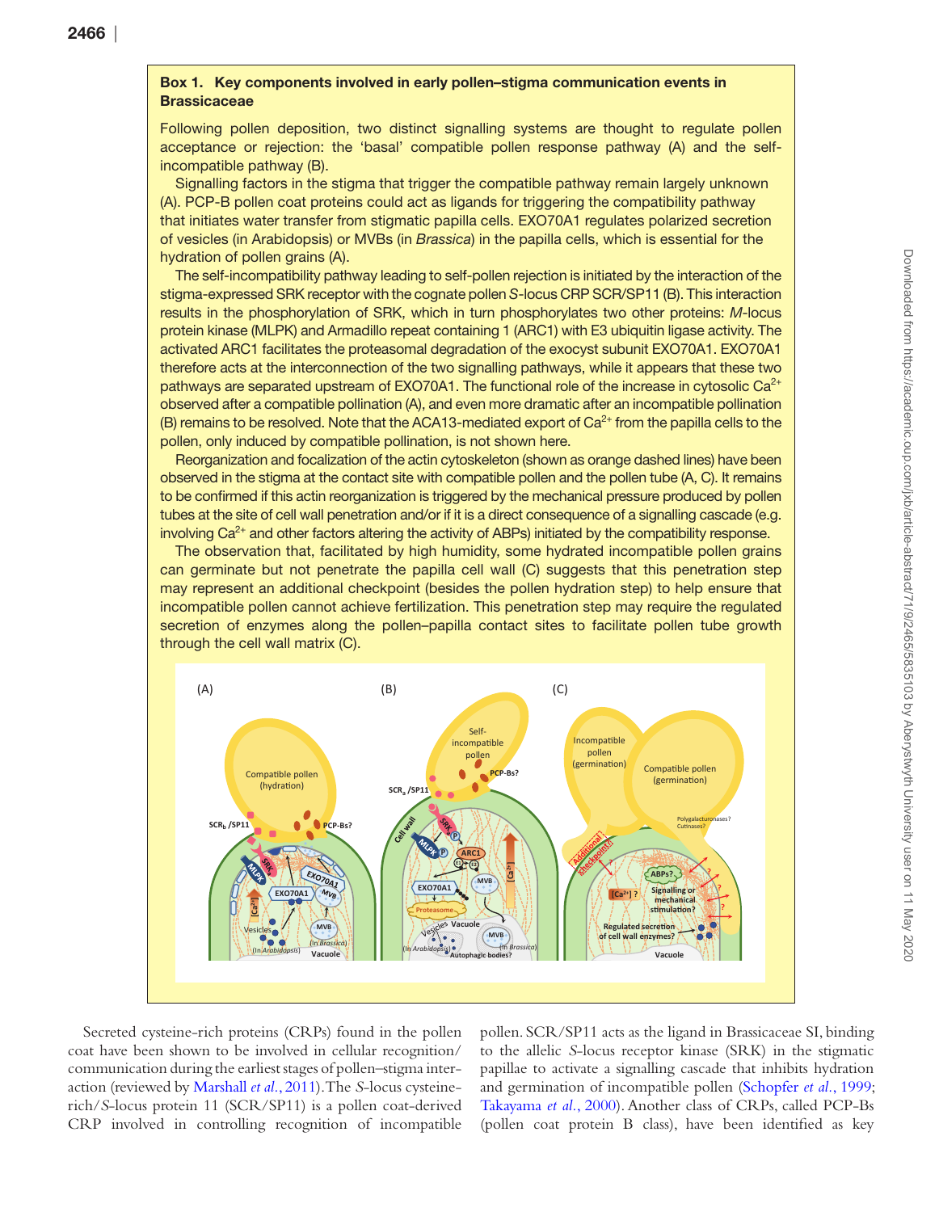**Box 1. Key components involved in early pollen–stigma communication events in Brassicaceae**

Following pollen deposition, two distinct signalling systems are thought to regulate pollen acceptance or rejection: the 'basal' compatible pollen response pathway (A) and the self-incompatible pathway (B).

Signalling factors in the stigma that trigger the compatible pathway remain largely unknown (A). PCP-B pollen coat proteins could act as ligands for triggering the compatibility pathway that initiates water transfer from stigmatic papilla cells. EXO70A1 regulates polarized secretion of vesicles (in Arabidopsis) or MVBs (in *Brassica*) in the papilla cells, which is essential for the hydration of pollen grains (A).

The self-incompatibility pathway leading to self-pollen rejection is initiated by the interaction of the stigma-expressed SRK receptor with the cognate pollen *S*-locus CRP SCR/SP11 (B). This interaction results in the phosphorylation of SRK, which in turn phosphorylates two other proteins: *M*-locus protein kinase (MLPK) and Armadillo repeat containing 1 (ARC1) with E3 ubiquitin ligase activity. The activated ARC1 facilitates the proteasomal degradation of the exocyst subunit EXO70A1. EXO70A1 therefore acts at the interconnection of the two signalling pathways, while it appears that these two pathways are separated upstream of EXO70A1. The functional role of the increase in cytosolic $Ca^{2+}$ observed after a compatible pollination (A), and even more dramatic after an incompatible pollination (B) remains to be resolved. Note that the ACA13-mediated export of $Ca^{2+}$ from the papilla cells to the pollen, only induced by compatible pollination, is not shown here.

Reorganization and focalization of the actin cytoskeleton (shown as orange dashed lines) have been observed in the stigma at the contact site with compatible pollen and the pollen tube (A, C). It remains to be confirmed if this actin reorganization is triggered by the mechanical pressure produced by pollen tubes at the site of cell wall penetration and/or if it is a direct consequence of a signalling cascade (e.g. involving $Ca^{2+}$ and other factors altering the activity of ABPs) initiated by the compatibility response.

The observation that, facilitated by high humidity, some hydrated incompatible pollen grains can germinate but not penetrate the papilla cell wall (C) suggests that this penetration step may represent an additional checkpoint (besides the pollen hydration step) to help ensure that incompatible pollen cannot achieve fertilization. This penetration step may require the regulated secretion of enzymes along the pollen–papilla contact sites to facilitate pollen tube growth through the cell wall matrix (C).

Secreted cysteine-rich proteins (CRPs) found in the pollen coat have been shown to be involved in cellular recognition/communication during the earliest stages of pollen–stigma interaction (reviewed by Marshall *et al.*, 2011). The *S*-locus cysteine-rich/*S*-locus protein 11 (SCR/SP11) is a pollen coat-derived CRP involved in controlling recognition of incompatible pollen. SCR/SP11 acts as the ligand in Brassicaceae SI, binding to the allelic *S*-locus receptor kinase (SRK) in the stigmatic papillae to activate a signalling cascade that inhibits hydration and germination of incompatible pollen (Schopfer *et al.*, 1999; Takayama *et al.*, 2000). Another class of CRPs, called PCP-Bs (pollen coat protein B class), have been identified as key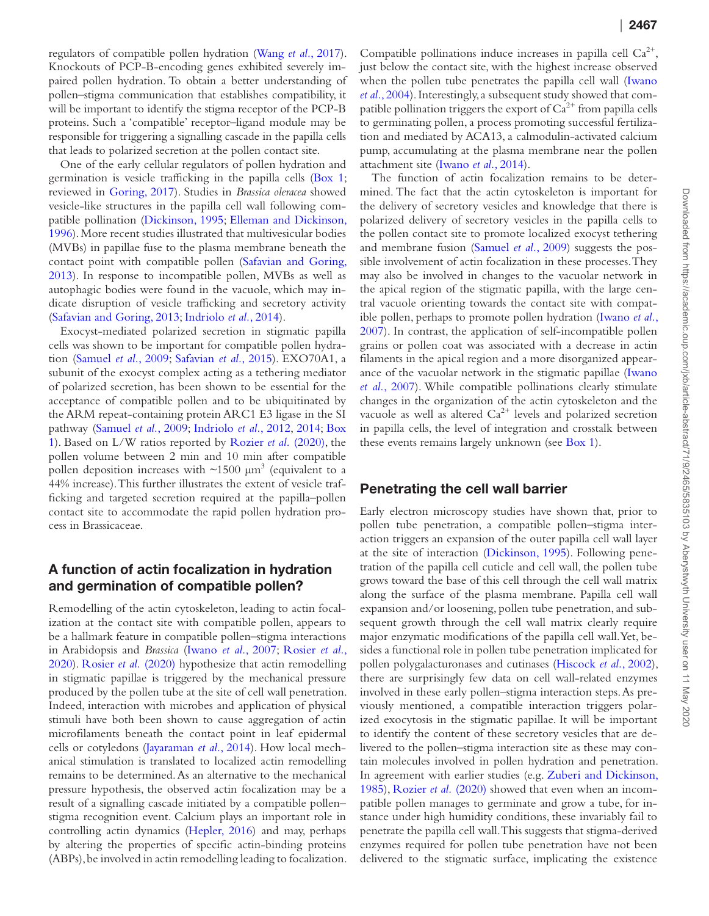regulators of compatible pollen hydration (Wang *et al.*, 2017). Knockouts of PCP-B-encoding genes exhibited severely impaired pollen hydration. To obtain a better understanding of pollen–stigma communication that establishes compatibility, it will be important to identify the stigma receptor of the PCP-B proteins. Such a 'compatible' receptor–ligand module may be responsible for triggering a signalling cascade in the papilla cells that leads to polarized secretion at the pollen contact site.

One of the early cellular regulators of pollen hydration and germination is vesicle trafficking in the papilla cells (Box 1; reviewed in Goring, 2017). Studies in *Brassica oleracea* showed vesicle-like structures in the papilla cell wall following compatible pollination (Dickinson, 1995; Elleman and Dickinson, 1996). More recent studies illustrated that multivesicular bodies (MVBs) in papillae fuse to the plasma membrane beneath the contact point with compatible pollen (Safavian and Goring, 2013). In response to incompatible pollen, MVBs as well as autophagic bodies were found in the vacuole, which may indicate disruption of vesicle trafficking and secretory activity (Safavian and Goring, 2013; Indriolo *et al.*, 2014).

Exocyst-mediated polarized secretion in stigmatic papilla cells was shown to be important for compatible pollen hydration (Samuel *et al.*, 2009; Safavian *et al.*, 2015). EXO70A1, a subunit of the exocyst complex acting as a tethering mediator of polarized secretion, has been shown to be essential for the acceptance of compatible pollen and to be ubiquitinated by the ARM repeat-containing protein ARC1 E3 ligase in the SI pathway (Samuel *et al.*, 2009; Indriolo *et al.*, 2012, 2014; Box 1). Based on L/W ratios reported by Rozier *et al.* (2020), the pollen volume between 2 min and 10 min after compatible pollen deposition increases with ~1500 $\mu m^3$ (equivalent to a 44% increase). This further illustrates the extent of vesicle trafficking and targeted secretion required at the papilla–pollen contact site to accommodate the rapid pollen hydration process in Brassicaceae.

## A function of actin focalization in hydration and germination of compatible pollen?

Remodelling of the actin cytoskeleton, leading to actin focalization at the contact site with compatible pollen, appears to be a hallmark feature in compatible pollen–stigma interactions in Arabidopsis and *Brassica* (Iwano *et al.*, 2007; Rozier *et al.*, 2020). Rozier *et al.* (2020) hypothesize that actin remodelling in stigmatic papillae is triggered by the mechanical pressure produced by the pollen tube at the site of cell wall penetration. Indeed, interaction with microbes and application of physical stimuli have both been shown to cause aggregation of actin microfilaments beneath the contact point in leaf epidermal cells or cotyledons (Jayaraman *et al.*, 2014). How local mechanical stimulation is translated to localized actin remodelling remains to be determined. As an alternative to the mechanical pressure hypothesis, the observed actin focalization may be a result of a signalling cascade initiated by a compatible pollen–stigma recognition event. Calcium plays an important role in controlling actin dynamics (Hepler, 2016) and may, perhaps by altering the properties of specific actin-binding proteins (ABPs), be involved in actin remodelling leading to focalization. Compatible pollinations induce increases in papilla cell $Ca^{2+}$, just below the contact site, with the highest increase observed when the pollen tube penetrates the papilla cell wall (Iwano *et al.*, 2004). Interestingly, a subsequent study showed that compatible pollination triggers the export of $Ca^{2+}$ from papilla cells to germinating pollen, a process promoting successful fertilization and mediated by ACA13, a calmodulin-activated calcium pump, accumulating at the plasma membrane near the pollen attachment site (Iwano *et al.*, 2014).

The function of actin focalization remains to be determined. The fact that the actin cytoskeleton is important for the delivery of secretory vesicles and knowledge that there is polarized delivery of secretory vesicles in the papilla cells to the pollen contact site to promote localized exocyst tethering and membrane fusion (Samuel *et al.*, 2009) suggests the possible involvement of actin focalization in these processes. They may also be involved in changes to the vacuolar network in the apical region of the stigmatic papilla, with the large central vacuole orienting towards the contact site with compatible pollen, perhaps to promote pollen hydration (Iwano *et al.*, 2007). In contrast, the application of self-incompatible pollen grains or pollen coat was associated with a decrease in actin filaments in the apical region and a more disorganized appearance of the vacuolar network in the stigmatic papillae (Iwano *et al.*, 2007). While compatible pollinations clearly stimulate changes in the organization of the actin cytoskeleton and the vacuole as well as altered $Ca^{2+}$ levels and polarized secretion in papilla cells, the level of integration and crosstalk between these events remains largely unknown (see Box 1).

## Penetrating the cell wall barrier

Early electron microscopy studies have shown that, prior to pollen tube penetration, a compatible pollen–stigma interaction triggers an expansion of the outer papilla cell wall layer at the site of interaction (Dickinson, 1995). Following penetration of the papilla cell cuticle and cell wall, the pollen tube grows toward the base of this cell through the cell wall matrix along the surface of the plasma membrane. Papilla cell wall expansion and/or loosening, pollen tube penetration, and subsequent growth through the cell wall matrix clearly require major enzymatic modifications of the papilla cell wall. Yet, besides a functional role in pollen tube penetration implicated for pollen polygalacturonases and cutinases (Hiscock *et al.*, 2002), there are surprisingly few data on cell wall-related enzymes involved in these early pollen–stigma interaction steps. As previously mentioned, a compatible interaction triggers polarized exocytosis in the stigmatic papillae. It will be important to identify the content of these secretory vesicles that are delivered to the pollen–stigma interaction site as these may contain molecules involved in pollen hydration and penetration. In agreement with earlier studies (e.g. Zuberi and Dickinson, 1985), Rozier *et al.* (2020) showed that even when an incompatible pollen manages to germinate and grow a tube, for instance under high humidity conditions, these invariably fail to penetrate the papilla cell wall. This suggests that stigma-derived enzymes required for pollen tube penetration have not been delivered to the stigmatic surface, implicating the existence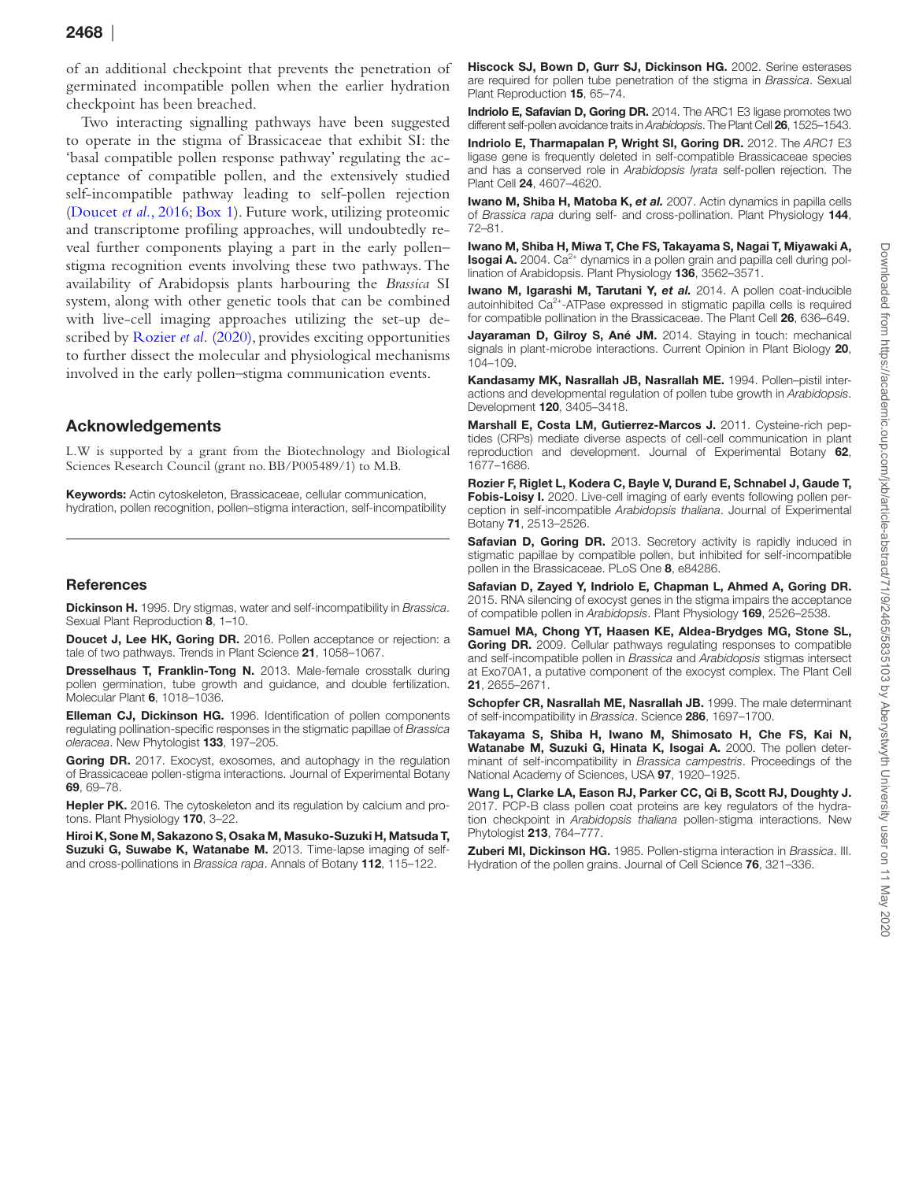of an additional checkpoint that prevents the penetration of germinated incompatible pollen when the earlier hydration checkpoint has been breached.

Two interacting signalling pathways have been suggested to operate in the stigma of Brassicaceae that exhibit SI: the 'basal compatible pollen response pathway' regulating the acceptance of compatible pollen, and the extensively studied self-incompatible pathway leading to self-pollen rejection (Doucet *et al.*, 2016; Box 1). Future work, utilizing proteomic and transcriptome profiling approaches, will undoubtedly reveal further components playing a part in the early pollen–stigma recognition events involving these two pathways. The availability of Arabidopsis plants harbouring the *Brassica* SI system, along with other genetic tools that can be combined with live-cell imaging approaches utilizing the set-up described by Rozier *et al.* (2020), provides exciting opportunities to further dissect the molecular and physiological mechanisms involved in the early pollen–stigma communication events.

## Acknowledgements

L.W is supported by a grant from the Biotechnology and Biological Sciences Research Council (grant no. BB/P005489/1) to M.B.

**Keywords:** Actin cytoskeleton, Brassicaceae, cellular communication, hydration, pollen recognition, pollen–stigma interaction, self-incompatibility

## References

**Dickinson H.** 1995. Dry stigmas, water and self-incompatibility in *Brassica*. Sexual Plant Reproduction **8**, 1–10.

**Doucet J, Lee HK, Goring DR.** 2016. Pollen acceptance or rejection: a tale of two pathways. Trends in Plant Science **21**, 1058–1067.

**Dresselhaus T, Franklin-Tong N.** 2013. Male-female crosstalk during pollen germination, tube growth and guidance, and double fertilization. Molecular Plant **6**, 1018–1036.

**Elleman CJ, Dickinson HG.** 1996. Identification of pollen components regulating pollination-specific responses in the stigmatic papillae of *Brassica oleracea*. New Phytologist **133**, 197–205.

**Goring DR.** 2017. Exocyst, exosomes, and autophagy in the regulation of Brassicaceae pollen-stigma interactions. Journal of Experimental Botany **69**, 69–78.

**Hepler PK.** 2016. The cytoskeleton and its regulation by calcium and protons. Plant Physiology **170**, 3–22.

**Hiroi K, Sone M, Sakazono S, Osaka M, Masuko-Suzuki H, Matsuda T, Suzuki G, Suwabe K, Watanabe M.** 2013. Time-lapse imaging of self- and cross-pollinations in *Brassica rapa*. Annals of Botany **112**, 115–122.

**Hiscock SJ, Bown D, Gurr SJ, Dickinson HG.** 2002. Serine esterases are required for pollen tube penetration of the stigma in *Brassica*. Sexual Plant Reproduction **15**, 65–74.

**Indriolo E, Safavian D, Goring DR.** 2014. The ARC1 E3 ligase promotes two different self-pollen avoidance traits in *Arabidopsis*. The Plant Cell **26**, 1525–1543.

**Indriolo E, Tharmapalan P, Wright SI, Goring DR.** 2012. The *ARC1* E3 ligase gene is frequently deleted in self-compatible Brassicaceae species and has a conserved role in *Arabidopsis lyrata* self-pollen rejection. The Plant Cell **24**, 4607–4620.

**Iwano M, Shiba H, Matoba K, *et al.*** 2007. Actin dynamics in papilla cells of *Brassica rapa* during self- and cross-pollination. Plant Physiology **144**, 72–81.

**Iwano M, Shiba H, Miwa T, Che FS, Takayama S, Nagai T, Miyawaki A, Isogai A.** 2004. $Ca^{2+}$ dynamics in a pollen grain and papilla cell during pollination of Arabidopsis. Plant Physiology **136**, 3562–3571.

**Iwano M, Igarashi M, Tarutani Y, *et al.*** 2014. A pollen coat-inducible autoinhibited $Ca^{2+}$-ATPase expressed in stigmatic papilla cells is required for compatible pollination in the Brassicaceae. The Plant Cell **26**, 636–649.

**Jayaraman D, Gilroy S, Ané JM.** 2014. Staying in touch: mechanical signals in plant-microbe interactions. Current Opinion in Plant Biology **20**, 104–109.

**Kandasamy MK, Nasrallah JB, Nasrallah ME.** 1994. Pollen–pistil interactions and developmental regulation of pollen tube growth in *Arabidopsis*. Development **120**, 3405–3418.

**Marshall E, Costa LM, Gutierrez-Marcos J.** 2011. Cysteine-rich peptides (CRPs) mediate diverse aspects of cell-cell communication in plant reproduction and development. Journal of Experimental Botany **62**, 1677–1686.

**Rozier F, Riglet L, Kodera C, Bayle V, Durand E, Schnabel J, Gaude T, Fobis-Loisy I.** 2020. Live-cell imaging of early events following pollen perception in self-incompatible *Arabidopsis thaliana*. Journal of Experimental Botany **71**, 2513–2526.

**Safavian D, Goring DR.** 2013. Secretory activity is rapidly induced in stigmatic papillae by compatible pollen, but inhibited for self-incompatible pollen in the Brassicaceae. PLoS One **8**, e84286.

**Safavian D, Zayed Y, Indriolo E, Chapman L, Ahmed A, Goring DR.** 2015. RNA silencing of exocyst genes in the stigma impairs the acceptance of compatible pollen in *Arabidopsis*. Plant Physiology **169**, 2526–2538.

**Samuel MA, Chong YT, Haasen KE, Aldea-Brydges MG, Stone SL, Goring DR.** 2009. Cellular pathways regulating responses to compatible and self-incompatible pollen in *Brassica* and *Arabidopsis* stigmas intersect at Exo70A1, a putative component of the exocyst complex. The Plant Cell **21**, 2655–2671.

**Schopfer CR, Nasrallah ME, Nasrallah JB.** 1999. The male determinant of self-incompatibility in *Brassica*. Science **286**, 1697–1700.

**Takayama S, Shiba H, Iwano M, Shimosato H, Che FS, Kai N, Watanabe M, Suzuki G, Hinata K, Isogai A.** 2000. The pollen determinant of self-incompatibility in *Brassica campestris*. Proceedings of the National Academy of Sciences, USA **97**, 1920–1925.

**Wang L, Clarke LA, Eason RJ, Parker CC, Qi B, Scott RJ, Doughty J.** 2017. PCP-B class pollen coat proteins are key regulators of the hydration checkpoint in *Arabidopsis thaliana* pollen-stigma interactions. New Phytologist **213**, 764–777.

**Zuberi MI, Dickinson HG.** 1985. Pollen-stigma interaction in *Brassica*. III. Hydration of the pollen grains. Journal of Cell Science **76**, 321–336.